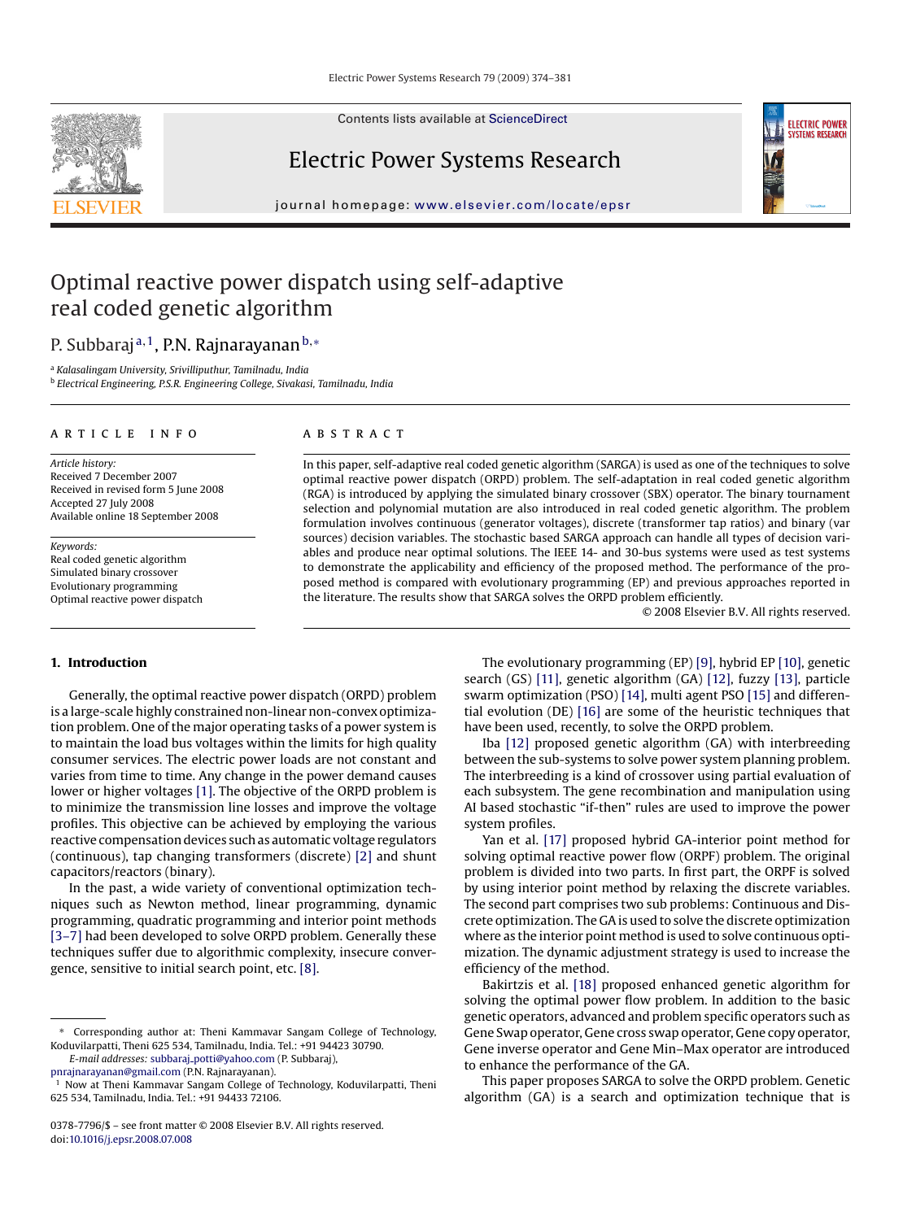# Optimal reactive power dispatch using self-adaptive real coded genetic algorithm

P. Subbaraj[a,1], P.N. Rajnarayanan[b,*]

[a] *Kalasalingam University, Srivilliputhur, Tamilnadu, India*
[b] *Electrical Engineering, P.S.R. Engineering College, Sivakasi, Tamilnadu, India*

## ARTICLE INFO

*Article history:*
Received 7 December 2007
Received in revised form 5 June 2008
Accepted 27 July 2008
Available online 18 September 2008

*Keywords:*
Real coded genetic algorithm
Simulated binary crossover
Evolutionary programming
Optimal reactive power dispatch

## ABSTRACT

In this paper, self-adaptive real coded genetic algorithm (SARGA) is used as one of the techniques to solve optimal reactive power dispatch (ORPD) problem. The self-adaptation in real coded genetic algorithm (RGA) is introduced by applying the simulated binary crossover (SBX) operator. The binary tournament selection and polynomial mutation are also introduced in real coded genetic algorithm. The problem formulation involves continuous (generator voltages), discrete (transformer tap ratios) and binary (var sources) decision variables. The stochastic based SARGA approach can handle all types of decision variables and produce near optimal solutions. The IEEE 14- and 30-bus systems were used as test systems to demonstrate the applicability and efficiency of the proposed method. The performance of the proposed method is compared with evolutionary programming (EP) and previous approaches reported in the literature. The results show that SARGA solves the ORPD problem efficiently.

© 2008 Elsevier B.V. All rights reserved.

## 1. Introduction

Generally, the optimal reactive power dispatch (ORPD) problem is a large-scale highly constrained non-linear non-convex optimization problem. One of the major operating tasks of a power system is to maintain the load bus voltages within the limits for high quality consumer services. The electric power loads are not constant and varies from time to time. Any change in the power demand causes lower or higher voltages [1]. The objective of the ORPD problem is to minimize the transmission line losses and improve the voltage profiles. This objective can be achieved by employing the various reactive compensation devices such as automatic voltage regulators (continuous), tap changing transformers (discrete) [2] and shunt capacitors/reactors (binary).

In the past, a wide variety of conventional optimization techniques such as Newton method, linear programming, dynamic programming, quadratic programming and interior point methods [3–7] had been developed to solve ORPD problem. Generally these techniques suffer due to algorithmic complexity, insecure convergence, sensitive to initial search point, etc. [8].

The evolutionary programming (EP) [9], hybrid EP [10], genetic search (GS) [11], genetic algorithm (GA) [12], fuzzy [13], particle swarm optimization (PSO) [14], multi agent PSO [15] and differential evolution (DE) [16] are some of the heuristic techniques that have been used, recently, to solve the ORPD problem.

Iba [12] proposed genetic algorithm (GA) with interbreeding between the sub-systems to solve power system planning problem. The interbreeding is a kind of crossover using partial evaluation of each subsystem. The gene recombination and manipulation using AI based stochastic "if-then" rules are used to improve the power system profiles.

Yan et al. [17] proposed hybrid GA-interior point method for solving optimal reactive power flow (ORPF) problem. The original problem is divided into two parts. In first part, the ORPF is solved by using interior point method by relaxing the discrete variables. The second part comprises two sub problems: Continuous and Discrete optimization. The GA is used to solve the discrete optimization where as the interior point method is used to solve continuous optimization. The dynamic adjustment strategy is used to increase the efficiency of the method.

Bakirtzis et al. [18] proposed enhanced genetic algorithm for solving the optimal power flow problem. In addition to the basic genetic operators, advanced and problem specific operators such as Gene Swap operator, Gene cross swap operator, Gene copy operator, Gene inverse operator and Gene Min–Max operator are introduced to enhance the performance of the GA.

This paper proposes SARGA to solve the ORPD problem. Genetic algorithm (GA) is a search and optimization technique that is

---

\* Corresponding author at: Theni Kammavar Sangam College of Technology, Koduvilarpatti, Theni 625 534, Tamilnadu, India. Tel.: +91 94423 30790.
*E-mail addresses:* subbaraj_potti@yahoo.com (P. Subbaraj), pnrajnarayanan@gmail.com (P.N. Rajnarayanan).
[1] Now at Theni Kammavar Sangam College of Technology, Koduvilarpatti, Theni 625 534, Tamilnadu, India. Tel.: +91 94433 72106.

0378-7796/$ – see front matter © 2008 Elsevier B.V. All rights reserved.
doi:10.1016/j.epsr.2008.07.008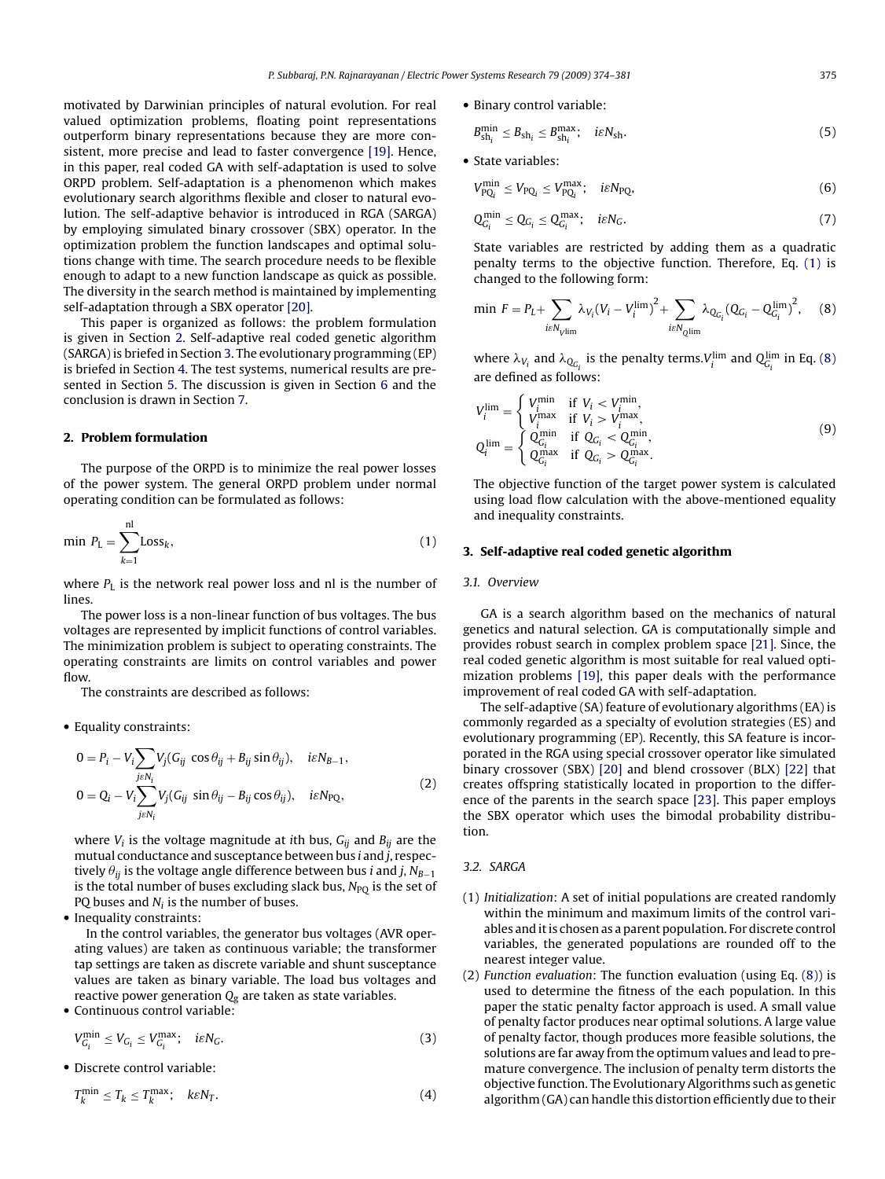motivated by Darwinian principles of natural evolution. For real valued optimization problems, floating point representations outperform binary representations because they are more consistent, more precise and lead to faster convergence [19]. Hence, in this paper, real coded GA with self-adaptation is used to solve ORPD problem. Self-adaptation is a phenomenon which makes evolutionary search algorithms flexible and closer to natural evolution. The self-adaptive behavior is introduced in RGA (SARGA) by employing simulated binary crossover (SBX) operator. In the optimization problem the function landscapes and optimal solutions change with time. The search procedure needs to be flexible enough to adapt to a new function landscape as quick as possible. The diversity in the search method is maintained by implementing self-adaptation through a SBX operator [20].

This paper is organized as follows: the problem formulation is given in Section 2. Self-adaptive real coded genetic algorithm (SARGA) is briefed in Section 3. The evolutionary programming (EP) is briefed in Section 4. The test systems, numerical results are presented in Section 5. The discussion is given in Section 6 and the conclusion is drawn in Section 7.

## 2. Problem formulation

The purpose of the ORPD is to minimize the real power losses of the power system. The general ORPD problem under normal operating condition can be formulated as follows:

$$\min\ P_{\rm L} = \sum_{k=1}^{\rm nl} {\rm Loss}_k, \tag{1}$$

where $P_{\rm L}$ is the network real power loss and nl is the number of lines.

The power loss is a non-linear function of bus voltages. The bus voltages are represented by implicit functions of control variables. The minimization problem is subject to operating constraints. The operating constraints are limits on control variables and power flow.

The constraints are described as follows:

- Equality constraints:

$$\begin{aligned} 0 &= P_i - V_i \sum_{j \varepsilon N_i} V_j (G_{ij} \cos\theta_{ij} + B_{ij} \sin\theta_{ij}), \quad i \varepsilon N_{B-1}, \\ 0 &= Q_i - V_i \sum_{j \varepsilon N_i} V_j (G_{ij} \sin\theta_{ij} - B_{ij} \cos\theta_{ij}), \quad i \varepsilon N_{\rm PQ}, \end{aligned} \tag{2}$$

where $V_i$ is the voltage magnitude at $i$th bus, $G_{ij}$ and $B_{ij}$ are the mutual conductance and susceptance between bus $i$ and $j$, respectively $\theta_{ij}$ is the voltage angle difference between bus $i$ and $j$, $N_{B-1}$ is the total number of buses excluding slack bus, $N_{\rm PQ}$ is the set of PQ buses and $N_i$ is the number of buses.

- Inequality constraints:

  In the control variables, the generator bus voltages (AVR operating values) are taken as continuous variable; the transformer tap settings are taken as discrete variable and shunt susceptance values are taken as binary variable. The load bus voltages and reactive power generation $Q_g$ are taken as state variables.

- Continuous control variable:

$$V_{G_i}^{\min} \le V_{G_i} \le V_{G_i}^{\max}; \quad i \varepsilon N_G. \tag{3}$$

- Discrete control variable:

$$T_k^{\min} \le T_k \le T_k^{\max}; \quad k \varepsilon N_T. \tag{4}$$

- Binary control variable:

$$B_{{\rm sh}_i}^{\min} \le B_{{\rm sh}_i} \le B_{{\rm sh}_i}^{\max}; \quad i \varepsilon N_{\rm sh}. \tag{5}$$

- State variables:

$$V_{{\rm PQ}_i}^{\min} \le V_{{\rm PQ}_i} \le V_{{\rm PQ}_i}^{\max}; \quad i \varepsilon N_{\rm PQ}, \tag{6}$$

$$Q_{G_i}^{\min} \le Q_{G_i} \le Q_{G_i}^{\max}; \quad i \varepsilon N_G. \tag{7}$$

State variables are restricted by adding them as a quadratic penalty terms to the objective function. Therefore, Eq. (1) is changed to the following form:

$$\min\ F = P_L + \sum_{i \varepsilon N_{V\lim}} \lambda_{V_i} (V_i - V_i^{\lim})^2 + \sum_{i \varepsilon N_{Q\lim}} \lambda_{Q_{G_i}} (Q_{G_i} - Q_{G_i}^{\lim})^2, \tag{8}$$

where $\lambda_{V_i}$ and $\lambda_{Q_{G_i}}$ is the penalty terms. $V_i^{\lim}$ and $Q_{G_i}^{\lim}$ in Eq. (8) are defined as follows:

$$\begin{aligned} V_i^{\lim} &= \begin{cases} V_i^{\min} & \text{if } V_i < V_i^{\min}, \\ V_i^{\max} & \text{if } V_i > V_i^{\max}, \end{cases} \\ Q_i^{\lim} &= \begin{cases} Q_{G_i}^{\min} & \text{if } Q_{G_i} < Q_{G_i}^{\min}, \\ Q_{G_i}^{\max} & \text{if } Q_{G_i} > Q_{G_i}^{\max}. \end{cases} \end{aligned} \tag{9}$$

The objective function of the target power system is calculated using load flow calculation with the above-mentioned equality and inequality constraints.

## 3. Self-adaptive real coded genetic algorithm

### 3.1. Overview

GA is a search algorithm based on the mechanics of natural genetics and natural selection. GA is computationally simple and provides robust search in complex problem space [21]. Since, the real coded genetic algorithm is most suitable for real valued optimization problems [19], this paper deals with the performance improvement of real coded GA with self-adaptation.

The self-adaptive (SA) feature of evolutionary algorithms (EA) is commonly regarded as a specialty of evolution strategies (ES) and evolutionary programming (EP). Recently, this SA feature is incorporated in the RGA using special crossover operator like simulated binary crossover (SBX) [20] and blend crossover (BLX) [22] that creates offspring statistically located in proportion to the difference of the parents in the search space [23]. This paper employs the SBX operator which uses the bimodal probability distribution.

### 3.2. SARGA

(1) *Initialization*: A set of initial populations are created randomly within the minimum and maximum limits of the control variables and it is chosen as a parent population. For discrete control variables, the generated populations are rounded off to the nearest integer value.

(2) *Function evaluation*: The function evaluation (using Eq. (8)) is used to determine the fitness of the each population. In this paper the static penalty factor approach is used. A small value of penalty factor produces near optimal solutions. A large value of penalty factor, though produces more feasible solutions, the solutions are far away from the optimum values and lead to premature convergence. The inclusion of penalty term distorts the objective function. The Evolutionary Algorithms such as genetic algorithm (GA) can handle this distortion efficiently due to their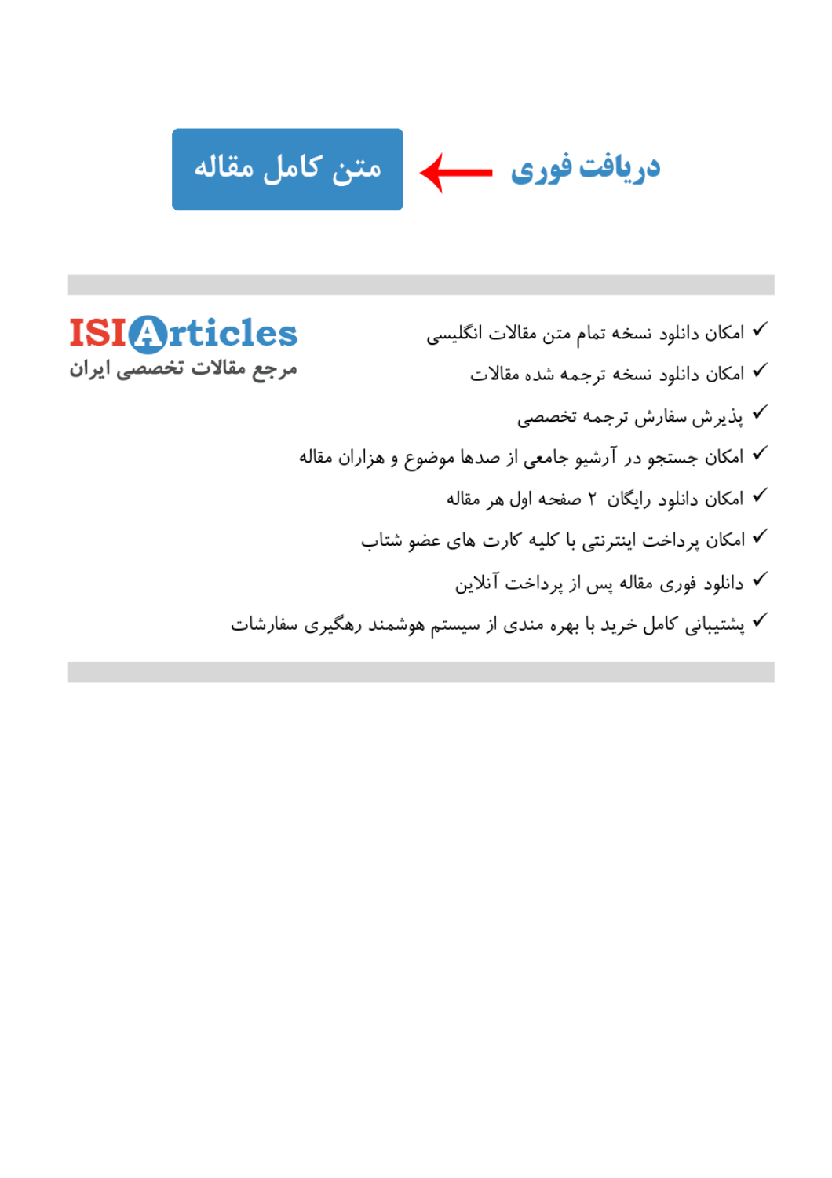دریافت فوری ← **متن کامل مقاله**

**ISIArticles**

مرجع مقالات تخصصی ایران

- ✓ امکان دانلود نسخه تمام متن مقالات انگلیسی
- ✓ امکان دانلود نسخه ترجمه شده مقالات
- ✓ پذیرش سفارش ترجمه تخصصی
- ✓ امکان جستجو در آرشیو جامعی از صدها موضوع و هزاران مقاله
- ✓ امکان دانلود رایگان ۲ صفحه اول هر مقاله
- ✓ امکان پرداخت اینترنتی با کلیه کارت های عضو شتاب
- ✓ دانلود فوری مقاله پس از پرداخت آنلاین
- ✓ پشتیبانی کامل خرید با بهره مندی از سیستم هوشمند رهگیری سفارشات